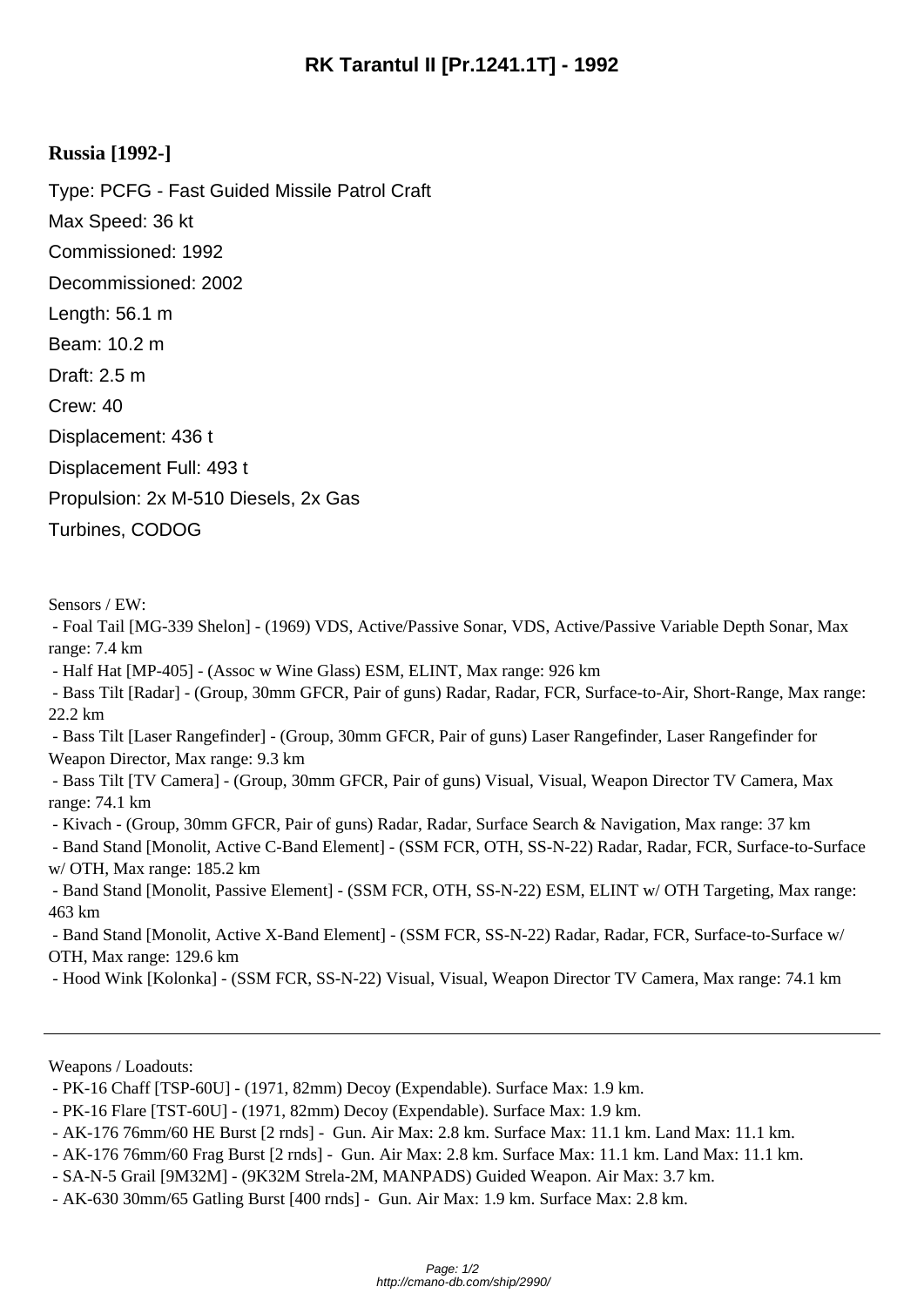# RK Tarantul II [Pr.1241.1T] - 1992

## Russia [1992-]

Type: PCFG - Fast Guided Missile Patrol Craft

Max Speed: 36 kt

Commissioned: 1992

Decommissioned: 2002

Length: 56.1 m

Beam: 10.2 m

Draft: 2.5 m

Crew: 40

Displacement: 436 t

Displacement Full: 493 t

Propulsion: 2x M-510 Diesels, 2x Gas Turbines, CODOG

Sensors / EW:

- Foal Tail [MG-339 Shelon] - (1969) VDS, Active/Passive Sonar, VDS, Active/Passive Variable Depth Sonar, Max range: 7.4 km
- Half Hat [MP-405] - (Assoc w Wine Glass) ESM, ELINT, Max range: 926 km
- Bass Tilt [Radar] - (Group, 30mm GFCR, Pair of guns) Radar, Radar, FCR, Surface-to-Air, Short-Range, Max range: 22.2 km
- Bass Tilt [Laser Rangefinder] - (Group, 30mm GFCR, Pair of guns) Laser Rangefinder, Laser Rangefinder for Weapon Director, Max range: 9.3 km
- Bass Tilt [TV Camera] - (Group, 30mm GFCR, Pair of guns) Visual, Visual, Weapon Director TV Camera, Max range: 74.1 km
- Kivach - (Group, 30mm GFCR, Pair of guns) Radar, Radar, Surface Search & Navigation, Max range: 37 km
- Band Stand [Monolit, Active C-Band Element] - (SSM FCR, OTH, SS-N-22) Radar, Radar, FCR, Surface-to-Surface w/ OTH, Max range: 185.2 km
- Band Stand [Monolit, Passive Element] - (SSM FCR, OTH, SS-N-22) ESM, ELINT w/ OTH Targeting, Max range: 463 km
- Band Stand [Monolit, Active X-Band Element] - (SSM FCR, SS-N-22) Radar, Radar, FCR, Surface-to-Surface w/ OTH, Max range: 129.6 km
- Hood Wink [Kolonka] - (SSM FCR, SS-N-22) Visual, Visual, Weapon Director TV Camera, Max range: 74.1 km

---

Weapons / Loadouts:

- PK-16 Chaff [TSP-60U] - (1971, 82mm) Decoy (Expendable). Surface Max: 1.9 km.
- PK-16 Flare [TST-60U] - (1971, 82mm) Decoy (Expendable). Surface Max: 1.9 km.
- AK-176 76mm/60 HE Burst [2 rnds] - Gun. Air Max: 2.8 km. Surface Max: 11.1 km. Land Max: 11.1 km.
- AK-176 76mm/60 Frag Burst [2 rnds] - Gun. Air Max: 2.8 km. Surface Max: 11.1 km. Land Max: 11.1 km.
- SA-N-5 Grail [9M32M] - (9K32M Strela-2M, MANPADS) Guided Weapon. Air Max: 3.7 km.
- AK-630 30mm/65 Gatling Burst [400 rnds] - Gun. Air Max: 1.9 km. Surface Max: 2.8 km.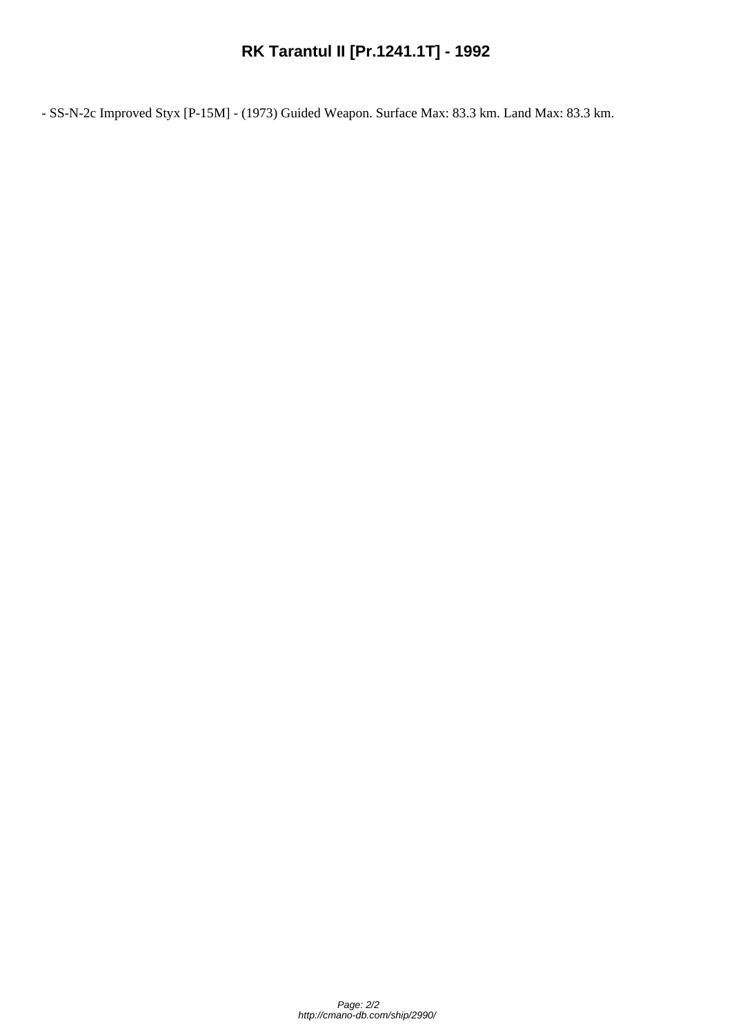- SS-N-2c Improved Styx [P-15M] - (1973) Guided Weapon. Surface Max: 83.3 km. Land Max: 83.3 km.